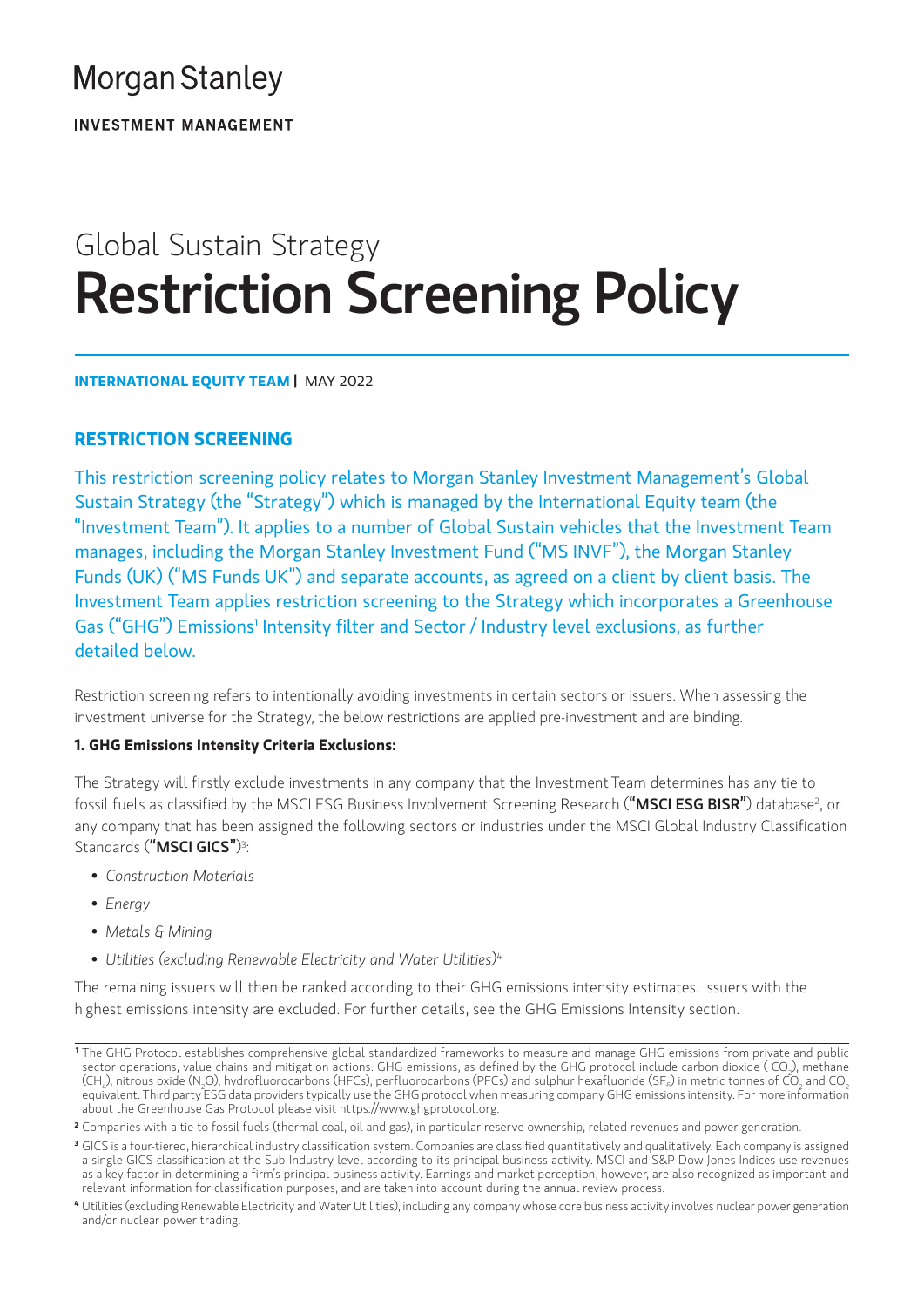# Morgan Stanley

INVESTMENT MANAGEMENT

# Global Sustain Strategy
# Restriction Screening Policy

**INTERNATIONAL EQUITY TEAM |** MAY 2022

## RESTRICTION SCREENING

This restriction screening policy relates to Morgan Stanley Investment Management's Global Sustain Strategy (the "Strategy") which is managed by the International Equity team (the "Investment Team"). It applies to a number of Global Sustain vehicles that the Investment Team manages, including the Morgan Stanley Investment Fund ("MS INVF"), the Morgan Stanley Funds (UK) ("MS Funds UK") and separate accounts, as agreed on a client by client basis. The Investment Team applies restriction screening to the Strategy which incorporates a Greenhouse Gas ("GHG") Emissions[1] Intensity filter and Sector / Industry level exclusions, as further detailed below.

Restriction screening refers to intentionally avoiding investments in certain sectors or issuers. When assessing the investment universe for the Strategy, the below restrictions are applied pre-investment and are binding.

**1. GHG Emissions Intensity Criteria Exclusions:**

The Strategy will firstly exclude investments in any company that the Investment Team determines has any tie to fossil fuels as classified by the MSCI ESG Business Involvement Screening Research (**"MSCI ESG BISR"**) database[2], or any company that has been assigned the following sectors or industries under the MSCI Global Industry Classification Standards (**"MSCI GICS"**)[3]:

- *Construction Materials*
- *Energy*
- *Metals & Mining*
- *Utilities (excluding Renewable Electricity and Water Utilities)*[4]

The remaining issuers will then be ranked according to their GHG emissions intensity estimates. Issuers with the highest emissions intensity are excluded. For further details, see the GHG Emissions Intensity section.

[1] The GHG Protocol establishes comprehensive global standardized frameworks to measure and manage GHG emissions from private and public sector operations, value chains and mitigation actions. GHG emissions, as defined by the GHG protocol include carbon dioxide ( $CO_2$), methane ($CH_4$), nitrous oxide ($N_2O$), hydrofluorocarbons (HFCs), perfluorocarbons (PFCs) and sulphur hexafluoride ($SF_6$) in metric tonnes of $CO_2$ and $CO_2$ equivalent. Third party ESG data providers typically use the GHG protocol when measuring company GHG emissions intensity. For more information about the Greenhouse Gas Protocol please visit https://www.ghgprotocol.org.

[2] Companies with a tie to fossil fuels (thermal coal, oil and gas), in particular reserve ownership, related revenues and power generation.

[3] GICS is a four-tiered, hierarchical industry classification system. Companies are classified quantitatively and qualitatively. Each company is assigned a single GICS classification at the Sub-Industry level according to its principal business activity. MSCI and S&P Dow Jones Indices use revenues as a key factor in determining a firm's principal business activity. Earnings and market perception, however, are also recognized as important and relevant information for classification purposes, and are taken into account during the annual review process.

[4] Utilities (excluding Renewable Electricity and Water Utilities), including any company whose core business activity involves nuclear power generation and/or nuclear power trading.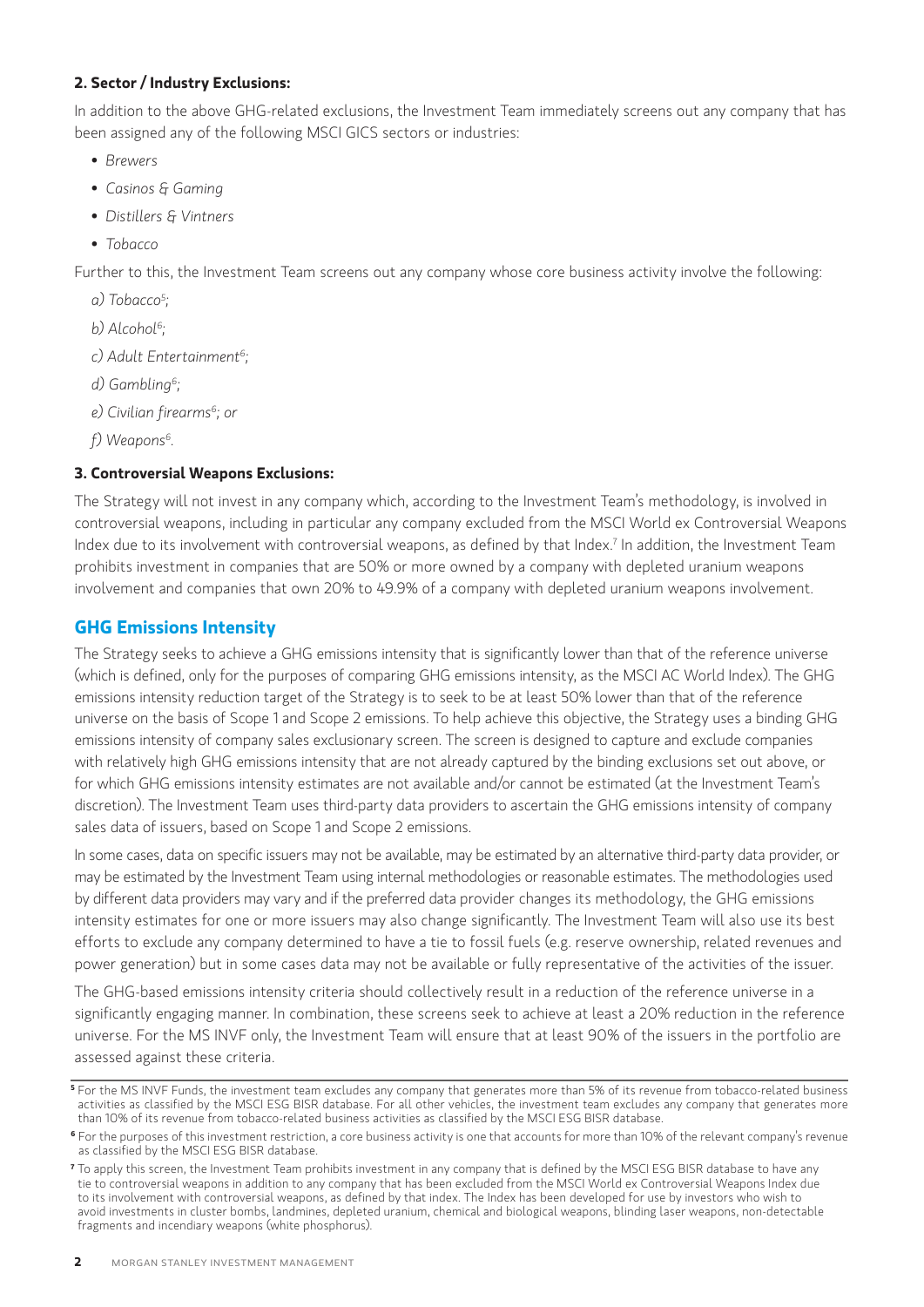**2. Sector / Industry Exclusions:**

In addition to the above GHG-related exclusions, the Investment Team immediately screens out any company that has been assigned any of the following MSCI GICS sectors or industries:

- *Brewers*
- *Casinos & Gaming*
- *Distillers & Vintners*
- *Tobacco*

Further to this, the Investment Team screens out any company whose core business activity involve the following:

*a) Tobacco*[5];

*b) Alcohol*[6];

*c) Adult Entertainment*[6];

*d) Gambling*[6];

*e) Civilian firearms*[6]; *or*

*f) Weapons*[6].

**3. Controversial Weapons Exclusions:**

The Strategy will not invest in any company which, according to the Investment Team's methodology, is involved in controversial weapons, including in particular any company excluded from the MSCI World ex Controversial Weapons Index due to its involvement with controversial weapons, as defined by that Index.[7] In addition, the Investment Team prohibits investment in companies that are 50% or more owned by a company with depleted uranium weapons involvement and companies that own 20% to 49.9% of a company with depleted uranium weapons involvement.

## GHG Emissions Intensity

The Strategy seeks to achieve a GHG emissions intensity that is significantly lower than that of the reference universe (which is defined, only for the purposes of comparing GHG emissions intensity, as the MSCI AC World Index). The GHG emissions intensity reduction target of the Strategy is to seek to be at least 50% lower than that of the reference universe on the basis of Scope 1 and Scope 2 emissions. To help achieve this objective, the Strategy uses a binding GHG emissions intensity of company sales exclusionary screen. The screen is designed to capture and exclude companies with relatively high GHG emissions intensity that are not already captured by the binding exclusions set out above, or for which GHG emissions intensity estimates are not available and/or cannot be estimated (at the Investment Team's discretion). The Investment Team uses third-party data providers to ascertain the GHG emissions intensity of company sales data of issuers, based on Scope 1 and Scope 2 emissions.

In some cases, data on specific issuers may not be available, may be estimated by an alternative third-party data provider, or may be estimated by the Investment Team using internal methodologies or reasonable estimates. The methodologies used by different data providers may vary and if the preferred data provider changes its methodology, the GHG emissions intensity estimates for one or more issuers may also change significantly. The Investment Team will also use its best efforts to exclude any company determined to have a tie to fossil fuels (e.g. reserve ownership, related revenues and power generation) but in some cases data may not be available or fully representative of the activities of the issuer.

The GHG-based emissions intensity criteria should collectively result in a reduction of the reference universe in a significantly engaging manner. In combination, these screens seek to achieve at least a 20% reduction in the reference universe. For the MS INVF only, the Investment Team will ensure that at least 90% of the issuers in the portfolio are assessed against these criteria.

---

[5] For the MS INVF Funds, the investment team excludes any company that generates more than 5% of its revenue from tobacco-related business activities as classified by the MSCI ESG BISR database. For all other vehicles, the investment team excludes any company that generates more than 10% of its revenue from tobacco-related business activities as classified by the MSCI ESG BISR database.

[6] For the purposes of this investment restriction, a core business activity is one that accounts for more than 10% of the relevant company's revenue as classified by the MSCI ESG BISR database.

[7] To apply this screen, the Investment Team prohibits investment in any company that is defined by the MSCI ESG BISR database to have any tie to controversial weapons in addition to any company that has been excluded from the MSCI World ex Controversial Weapons Index due to its involvement with controversial weapons, as defined by that index. The Index has been developed for use by investors who wish to avoid investments in cluster bombs, landmines, depleted uranium, chemical and biological weapons, blinding laser weapons, non-detectable fragments and incendiary weapons (white phosphorus).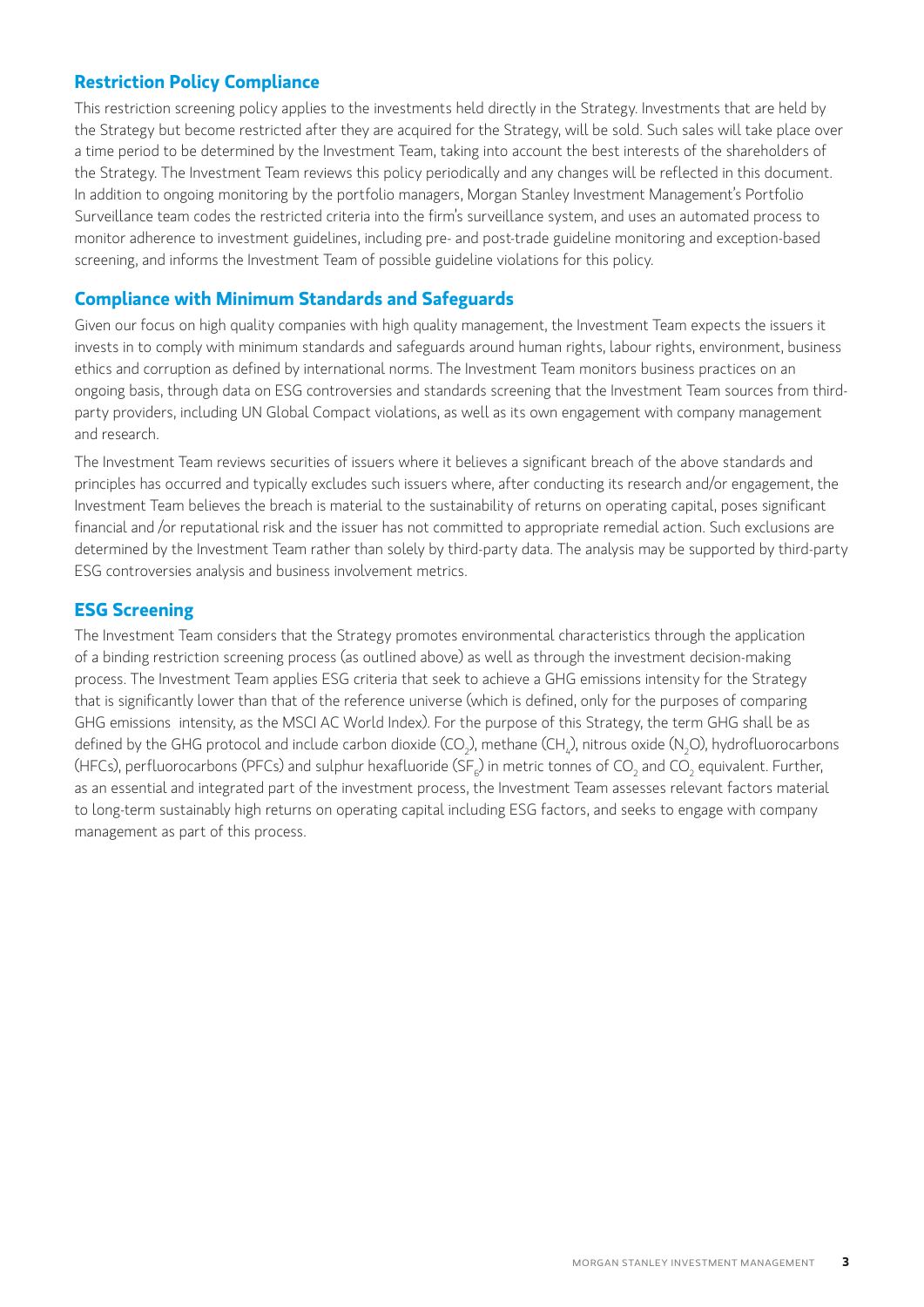## Restriction Policy Compliance

This restriction screening policy applies to the investments held directly in the Strategy. Investments that are held by the Strategy but become restricted after they are acquired for the Strategy, will be sold. Such sales will take place over a time period to be determined by the Investment Team, taking into account the best interests of the shareholders of the Strategy. The Investment Team reviews this policy periodically and any changes will be reflected in this document. In addition to ongoing monitoring by the portfolio managers, Morgan Stanley Investment Management's Portfolio Surveillance team codes the restricted criteria into the firm's surveillance system, and uses an automated process to monitor adherence to investment guidelines, including pre- and post-trade guideline monitoring and exception-based screening, and informs the Investment Team of possible guideline violations for this policy.

## Compliance with Minimum Standards and Safeguards

Given our focus on high quality companies with high quality management, the Investment Team expects the issuers it invests in to comply with minimum standards and safeguards around human rights, labour rights, environment, business ethics and corruption as defined by international norms. The Investment Team monitors business practices on an ongoing basis, through data on ESG controversies and standards screening that the Investment Team sources from third-party providers, including UN Global Compact violations, as well as its own engagement with company management and research.

The Investment Team reviews securities of issuers where it believes a significant breach of the above standards and principles has occurred and typically excludes such issuers where, after conducting its research and/or engagement, the Investment Team believes the breach is material to the sustainability of returns on operating capital, poses significant financial and /or reputational risk and the issuer has not committed to appropriate remedial action. Such exclusions are determined by the Investment Team rather than solely by third-party data. The analysis may be supported by third-party ESG controversies analysis and business involvement metrics.

## ESG Screening

The Investment Team considers that the Strategy promotes environmental characteristics through the application of a binding restriction screening process (as outlined above) as well as through the investment decision-making process. The Investment Team applies ESG criteria that seek to achieve a GHG emissions intensity for the Strategy that is significantly lower than that of the reference universe (which is defined, only for the purposes of comparing GHG emissions intensity, as the MSCI AC World Index). For the purpose of this Strategy, the term GHG shall be as defined by the GHG protocol and include carbon dioxide ($CO_2$), methane ($CH_4$), nitrous oxide ($N_2O$), hydrofluorocarbons (HFCs), perfluorocarbons (PFCs) and sulphur hexafluoride ($SF_6$) in metric tonnes of $CO_2$ and $CO_2$ equivalent. Further, as an essential and integrated part of the investment process, the Investment Team assesses relevant factors material to long-term sustainably high returns on operating capital including ESG factors, and seeks to engage with company management as part of this process.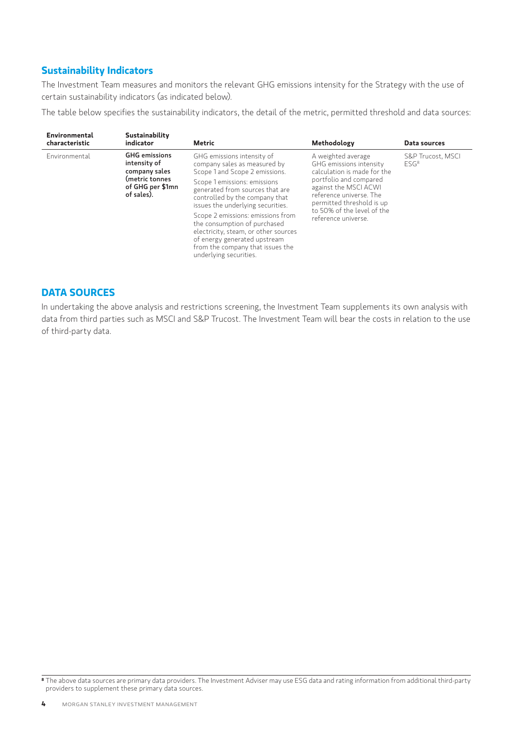## Sustainability Indicators

The Investment Team measures and monitors the relevant GHG emissions intensity for the Strategy with the use of certain sustainability indicators (as indicated below).

The table below specifies the sustainability indicators, the detail of the metric, permitted threshold and data sources:

| Environmental characteristic | Sustainability indicator | Metric | Methodology | Data sources |
|---|---|---|---|---|
| Environmental | **GHG emissions intensity of company sales (metric tonnes of GHG per $1mn of sales).** | GHG emissions intensity of company sales as measured by Scope 1 and Scope 2 emissions.<br>Scope 1 emissions: emissions generated from sources that are controlled by the company that issues the underlying securities.<br>Scope 2 emissions: emissions from the consumption of purchased electricity, steam, or other sources of energy generated upstream from the company that issues the underlying securities. | A weighted average GHG emissions intensity calculation is made for the portfolio and compared against the MSCI ACWI reference universe. The permitted threshold is up to 50% of the level of the reference universe. | S&P Trucost, MSCI ESG[8] |

## DATA SOURCES

In undertaking the above analysis and restrictions screening, the Investment Team supplements its own analysis with data from third parties such as MSCI and S&P Trucost. The Investment Team will bear the costs in relation to the use of third-party data.

[8] The above data sources are primary data providers. The Investment Adviser may use ESG data and rating information from additional third-party providers to supplement these primary data sources.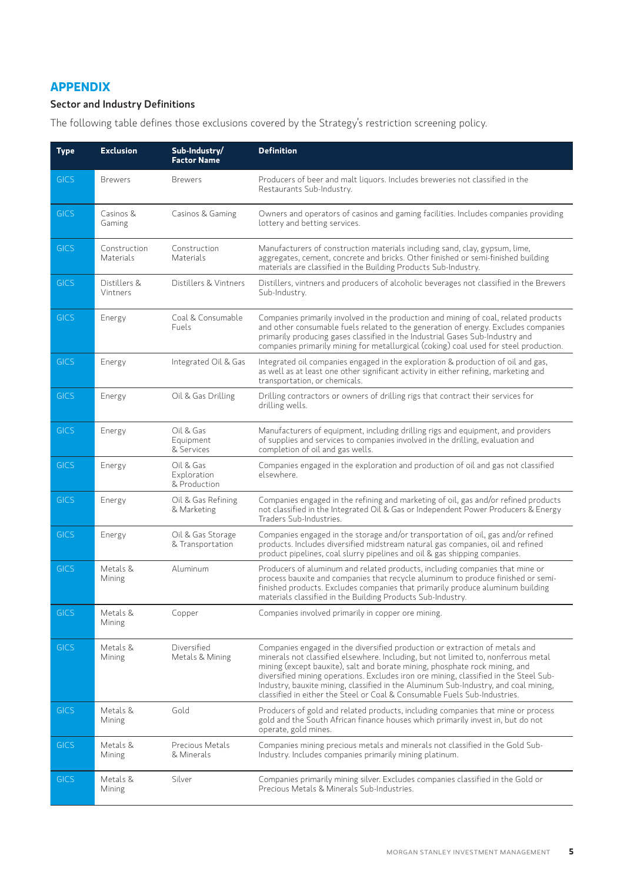## APPENDIX

### Sector and Industry Definitions

The following table defines those exclusions covered by the Strategy's restriction screening policy.

| Type | Exclusion | Sub-Industry/ Factor Name | Definition |
|---|---|---|---|
| GICS | Brewers | Brewers | Producers of beer and malt liquors. Includes breweries not classified in the Restaurants Sub-Industry. |
| GICS | Casinos & Gaming | Casinos & Gaming | Owners and operators of casinos and gaming facilities. Includes companies providing lottery and betting services. |
| GICS | Construction Materials | Construction Materials | Manufacturers of construction materials including sand, clay, gypsum, lime, aggregates, cement, concrete and bricks. Other finished or semi-finished building materials are classified in the Building Products Sub-Industry. |
| GICS | Distillers & Vintners | Distillers & Vintners | Distillers, vintners and producers of alcoholic beverages not classified in the Brewers Sub-Industry. |
| GICS | Energy | Coal & Consumable Fuels | Companies primarily involved in the production and mining of coal, related products and other consumable fuels related to the generation of energy. Excludes companies primarily producing gases classified in the Industrial Gases Sub-Industry and companies primarily mining for metallurgical (coking) coal used for steel production. |
| GICS | Energy | Integrated Oil & Gas | Integrated oil companies engaged in the exploration & production of oil and gas, as well as at least one other significant activity in either refining, marketing and transportation, or chemicals. |
| GICS | Energy | Oil & Gas Drilling | Drilling contractors or owners of drilling rigs that contract their services for drilling wells. |
| GICS | Energy | Oil & Gas Equipment & Services | Manufacturers of equipment, including drilling rigs and equipment, and providers of supplies and services to companies involved in the drilling, evaluation and completion of oil and gas wells. |
| GICS | Energy | Oil & Gas Exploration & Production | Companies engaged in the exploration and production of oil and gas not classified elsewhere. |
| GICS | Energy | Oil & Gas Refining & Marketing | Companies engaged in the refining and marketing of oil, gas and/or refined products not classified in the Integrated Oil & Gas or Independent Power Producers & Energy Traders Sub-Industries. |
| GICS | Energy | Oil & Gas Storage & Transportation | Companies engaged in the storage and/or transportation of oil, gas and/or refined products. Includes diversified midstream natural gas companies, oil and refined product pipelines, coal slurry pipelines and oil & gas shipping companies. |
| GICS | Metals & Mining | Aluminum | Producers of aluminum and related products, including companies that mine or process bauxite and companies that recycle aluminum to produce finished or semi-finished products. Excludes companies that primarily produce aluminum building materials classified in the Building Products Sub-Industry. |
| GICS | Metals & Mining | Copper | Companies involved primarily in copper ore mining. |
| GICS | Metals & Mining | Diversified Metals & Mining | Companies engaged in the diversified production or extraction of metals and minerals not classified elsewhere. Including, but not limited to, nonferrous metal mining (except bauxite), salt and borate mining, phosphate rock mining, and diversified mining operations. Excludes iron ore mining, classified in the Steel Sub-Industry, bauxite mining, classified in the Aluminum Sub-Industry, and coal mining, classified in either the Steel or Coal & Consumable Fuels Sub-Industries. |
| GICS | Metals & Mining | Gold | Producers of gold and related products, including companies that mine or process gold and the South African finance houses which primarily invest in, but do not operate, gold mines. |
| GICS | Metals & Mining | Precious Metals & Minerals | Companies mining precious metals and minerals not classified in the Gold Sub-Industry. Includes companies primarily mining platinum. |
| GICS | Metals & Mining | Silver | Companies primarily mining silver. Excludes companies classified in the Gold or Precious Metals & Minerals Sub-Industries. |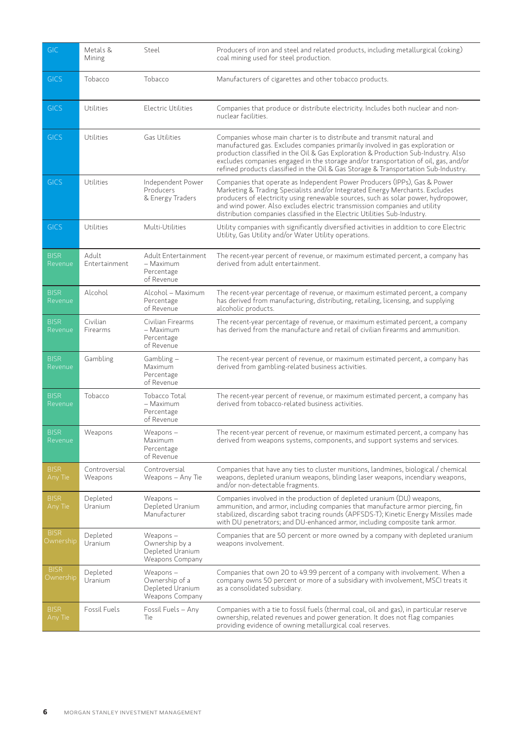| | | | |
|---|---|---|---|
| GIC | Metals & Mining | Steel | Producers of iron and steel and related products, including metallurgical (coking) coal mining used for steel production. |
| GICS | Tobacco | Tobacco | Manufacturers of cigarettes and other tobacco products. |
| GICS | Utilities | Electric Utilities | Companies that produce or distribute electricity. Includes both nuclear and non-nuclear facilities. |
| GICS | Utilities | Gas Utilities | Companies whose main charter is to distribute and transmit natural and manufactured gas. Excludes companies primarily involved in gas exploration or production classified in the Oil & Gas Exploration & Production Sub-Industry. Also excludes companies engaged in the storage and/or transportation of oil, gas, and/or refined products classified in the Oil & Gas Storage & Transportation Sub-Industry. |
| GICS | Utilities | Independent Power Producers & Energy Traders | Companies that operate as Independent Power Producers (IPPs), Gas & Power Marketing & Trading Specialists and/or Integrated Energy Merchants. Excludes producers of electricity using renewable sources, such as solar power, hydropower, and wind power. Also excludes electric transmission companies and utility distribution companies classified in the Electric Utilities Sub-Industry. |
| GICS | Utilities | Multi-Utilities | Utility companies with significantly diversified activities in addition to core Electric Utility, Gas Utility and/or Water Utility operations. |
| BISR Revenue | Adult Entertainment | Adult Entertainment – Maximum Percentage of Revenue | The recent-year percent of revenue, or maximum estimated percent, a company has derived from adult entertainment. |
| BISR Revenue | Alcohol | Alcohol – Maximum Percentage of Revenue | The recent-year percentage of revenue, or maximum estimated percent, a company has derived from manufacturing, distributing, retailing, licensing, and supplying alcoholic products. |
| BISR Revenue | Civilian Firearms | Civilian Firearms – Maximum Percentage of Revenue | The recent-year percentage of revenue, or maximum estimated percent, a company has derived from the manufacture and retail of civilian firearms and ammunition. |
| BISR Revenue | Gambling | Gambling – Maximum Percentage of Revenue | The recent-year percent of revenue, or maximum estimated percent, a company has derived from gambling-related business activities. |
| BISR Revenue | Tobacco | Tobacco Total – Maximum Percentage of Revenue | The recent-year percent of revenue, or maximum estimated percent, a company has derived from tobacco-related business activities. |
| BISR Revenue | Weapons | Weapons – Maximum Percentage of Revenue | The recent-year percent of revenue, or maximum estimated percent, a company has derived from weapons systems, components, and support systems and services. |
| BISR Any Tie | Controversial Weapons | Controversial Weapons – Any Tie | Companies that have any ties to cluster munitions, landmines, biological / chemical weapons, depleted uranium weapons, blinding laser weapons, incendiary weapons, and/or non-detectable fragments. |
| BISR Any Tie | Depleted Uranium | Weapons – Depleted Uranium Manufacturer | Companies involved in the production of depleted uranium (DU) weapons, ammunition, and armor, including companies that manufacture armor piercing, fin stabilized, discarding sabot tracing rounds (APFSDS-T); Kinetic Energy Missiles made with DU penetrators; and DU-enhanced armor, including composite tank armor. |
| BISR Ownership | Depleted Uranium | Weapons – Ownership by a Depleted Uranium Weapons Company | Companies that are 50 percent or more owned by a company with depleted uranium weapons involvement. |
| BISR Ownership | Depleted Uranium | Weapons – Ownership of a Depleted Uranium Weapons Company | Companies that own 20 to 49.99 percent of a company with involvement. When a company owns 50 percent or more of a subsidiary with involvement, MSCI treats it as a consolidated subsidiary. |
| BISR Any Tie | Fossil Fuels | Fossil Fuels – Any Tie | Companies with a tie to fossil fuels (thermal coal, oil and gas), in particular reserve ownership, related revenues and power generation. It does not flag companies providing evidence of owning metallurgical coal reserves. |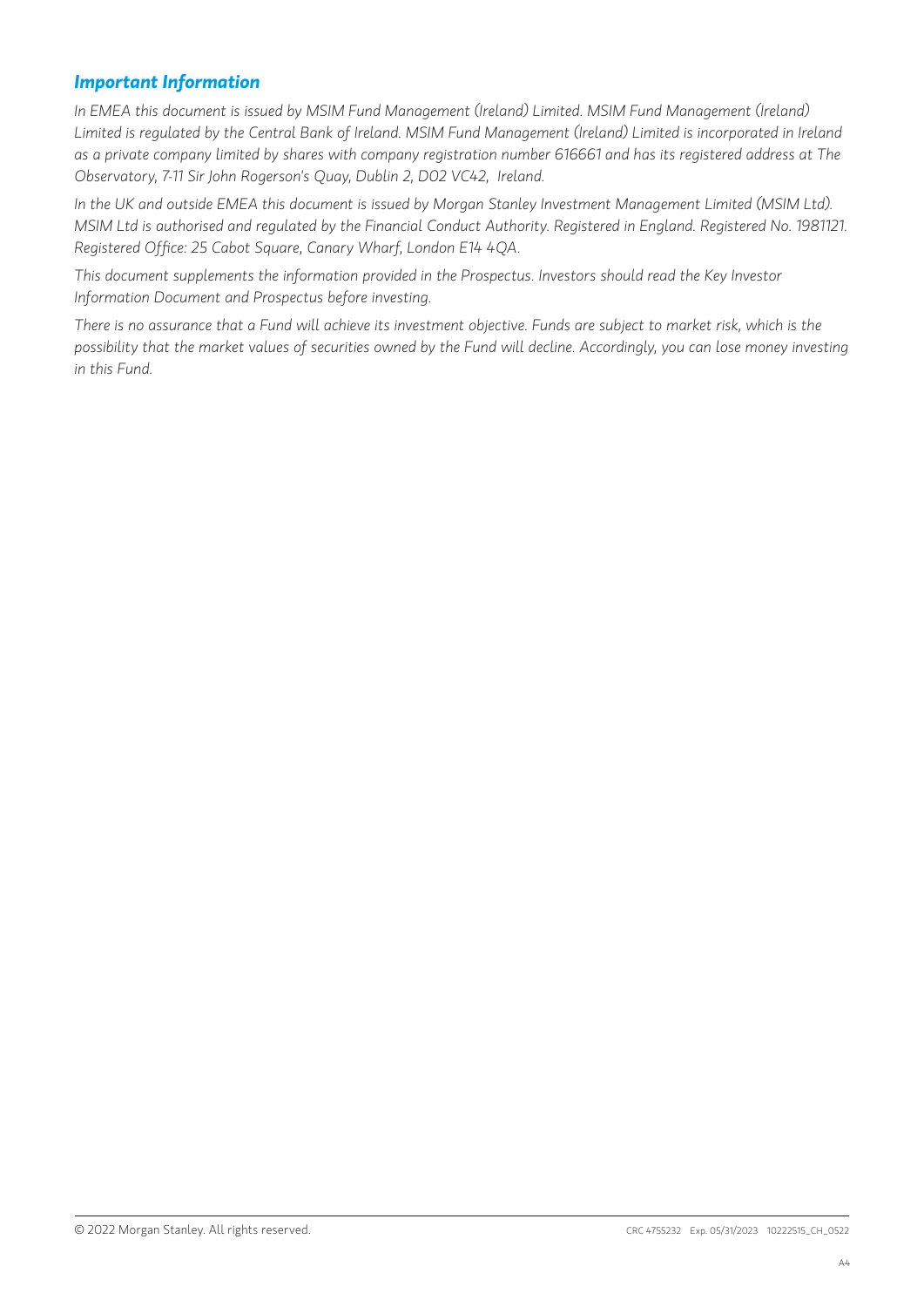## *Important Information*

*In EMEA this document is issued by MSIM Fund Management (Ireland) Limited. MSIM Fund Management (Ireland) Limited is regulated by the Central Bank of Ireland. MSIM Fund Management (Ireland) Limited is incorporated in Ireland as a private company limited by shares with company registration number 616661 and has its registered address at The Observatory, 7-11 Sir John Rogerson's Quay, Dublin 2, D02 VC42, Ireland.*

*In the UK and outside EMEA this document is issued by Morgan Stanley Investment Management Limited (MSIM Ltd). MSIM Ltd is authorised and regulated by the Financial Conduct Authority. Registered in England. Registered No. 1981121. Registered Office: 25 Cabot Square, Canary Wharf, London E14 4QA.*

*This document supplements the information provided in the Prospectus. Investors should read the Key Investor Information Document and Prospectus before investing.*

*There is no assurance that a Fund will achieve its investment objective. Funds are subject to market risk, which is the possibility that the market values of securities owned by the Fund will decline. Accordingly, you can lose money investing in this Fund.*

© 2022 Morgan Stanley. All rights reserved.

CRC 4755232 Exp. 05/31/2023 10222515_CH_0522